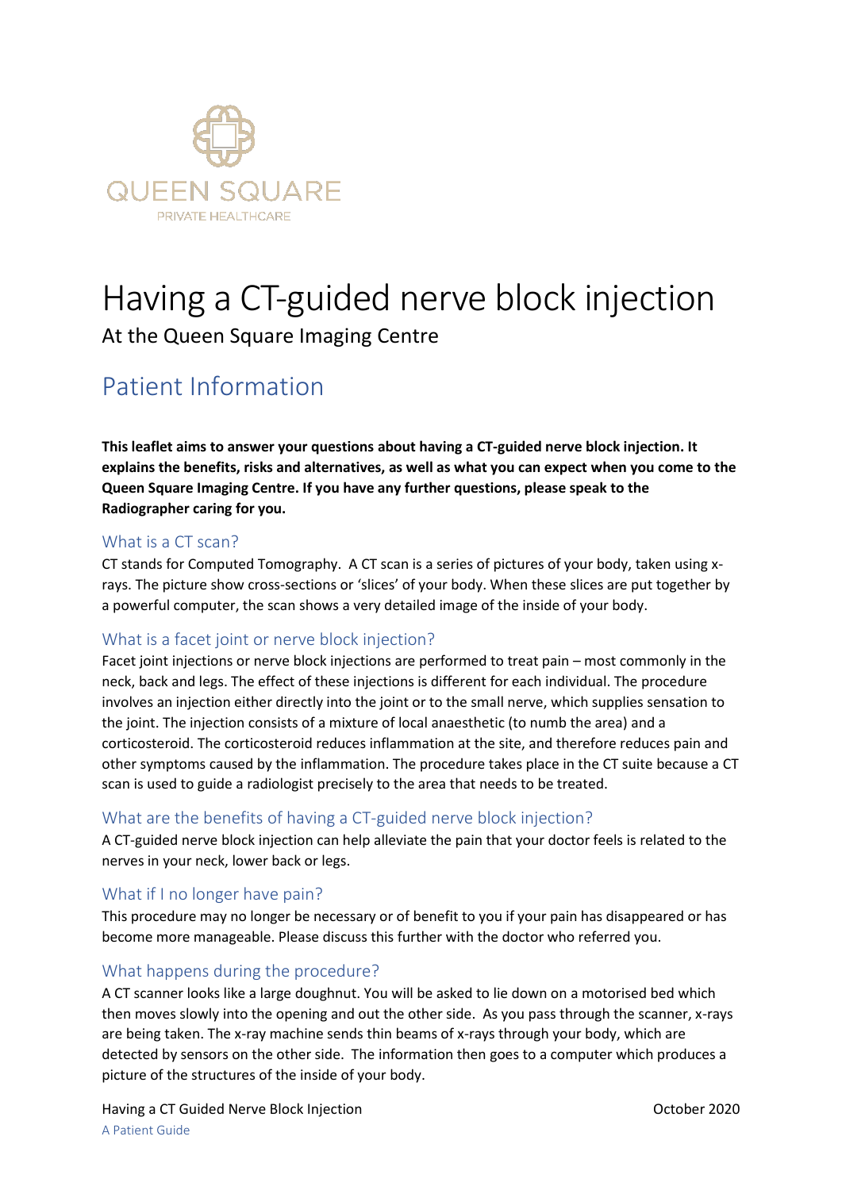QUEEN SQUARE

PRIVATE HEALTHCARE

# Having a CT-guided nerve block injection

At the Queen Square Imaging Centre

## Patient Information

**This leaflet aims to answer your questions about having a CT-guided nerve block injection. It explains the benefits, risks and alternatives, as well as what you can expect when you come to the Queen Square Imaging Centre. If you have any further questions, please speak to the Radiographer caring for you.**

### What is a CT scan?

CT stands for Computed Tomography. A CT scan is a series of pictures of your body, taken using x-rays. The picture show cross-sections or 'slices' of your body. When these slices are put together by a powerful computer, the scan shows a very detailed image of the inside of your body.

### What is a facet joint or nerve block injection?

Facet joint injections or nerve block injections are performed to treat pain – most commonly in the neck, back and legs. The effect of these injections is different for each individual. The procedure involves an injection either directly into the joint or to the small nerve, which supplies sensation to the joint. The injection consists of a mixture of local anaesthetic (to numb the area) and a corticosteroid. The corticosteroid reduces inflammation at the site, and therefore reduces pain and other symptoms caused by the inflammation. The procedure takes place in the CT suite because a CT scan is used to guide a radiologist precisely to the area that needs to be treated.

### What are the benefits of having a CT-guided nerve block injection?

A CT-guided nerve block injection can help alleviate the pain that your doctor feels is related to the nerves in your neck, lower back or legs.

### What if I no longer have pain?

This procedure may no longer be necessary or of benefit to you if your pain has disappeared or has become more manageable. Please discuss this further with the doctor who referred you.

### What happens during the procedure?

A CT scanner looks like a large doughnut. You will be asked to lie down on a motorised bed which then moves slowly into the opening and out the other side. As you pass through the scanner, x-rays are being taken. The x-ray machine sends thin beams of x-rays through your body, which are detected by sensors on the other side. The information then goes to a computer which produces a picture of the structures of the inside of your body.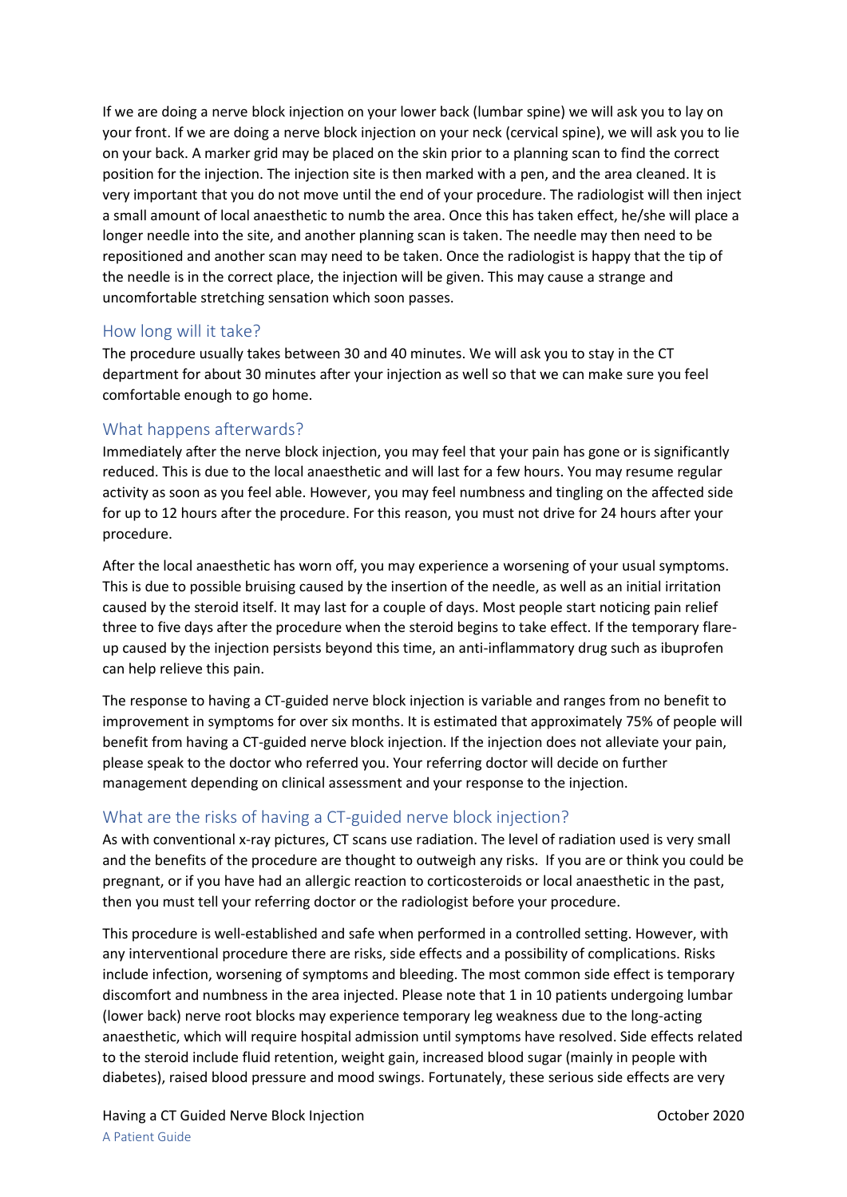If we are doing a nerve block injection on your lower back (lumbar spine) we will ask you to lay on your front. If we are doing a nerve block injection on your neck (cervical spine), we will ask you to lie on your back. A marker grid may be placed on the skin prior to a planning scan to find the correct position for the injection. The injection site is then marked with a pen, and the area cleaned. It is very important that you do not move until the end of your procedure. The radiologist will then inject a small amount of local anaesthetic to numb the area. Once this has taken effect, he/she will place a longer needle into the site, and another planning scan is taken. The needle may then need to be repositioned and another scan may need to be taken. Once the radiologist is happy that the tip of the needle is in the correct place, the injection will be given. This may cause a strange and uncomfortable stretching sensation which soon passes.

## How long will it take?

The procedure usually takes between 30 and 40 minutes. We will ask you to stay in the CT department for about 30 minutes after your injection as well so that we can make sure you feel comfortable enough to go home.

## What happens afterwards?

Immediately after the nerve block injection, you may feel that your pain has gone or is significantly reduced. This is due to the local anaesthetic and will last for a few hours. You may resume regular activity as soon as you feel able. However, you may feel numbness and tingling on the affected side for up to 12 hours after the procedure. For this reason, you must not drive for 24 hours after your procedure.

After the local anaesthetic has worn off, you may experience a worsening of your usual symptoms. This is due to possible bruising caused by the insertion of the needle, as well as an initial irritation caused by the steroid itself. It may last for a couple of days. Most people start noticing pain relief three to five days after the procedure when the steroid begins to take effect. If the temporary flare-up caused by the injection persists beyond this time, an anti-inflammatory drug such as ibuprofen can help relieve this pain.

The response to having a CT-guided nerve block injection is variable and ranges from no benefit to improvement in symptoms for over six months. It is estimated that approximately 75% of people will benefit from having a CT-guided nerve block injection. If the injection does not alleviate your pain, please speak to the doctor who referred you. Your referring doctor will decide on further management depending on clinical assessment and your response to the injection.

## What are the risks of having a CT-guided nerve block injection?

As with conventional x-ray pictures, CT scans use radiation. The level of radiation used is very small and the benefits of the procedure are thought to outweigh any risks. If you are or think you could be pregnant, or if you have had an allergic reaction to corticosteroids or local anaesthetic in the past, then you must tell your referring doctor or the radiologist before your procedure.

This procedure is well-established and safe when performed in a controlled setting. However, with any interventional procedure there are risks, side effects and a possibility of complications. Risks include infection, worsening of symptoms and bleeding. The most common side effect is temporary discomfort and numbness in the area injected. Please note that 1 in 10 patients undergoing lumbar (lower back) nerve root blocks may experience temporary leg weakness due to the long-acting anaesthetic, which will require hospital admission until symptoms have resolved. Side effects related to the steroid include fluid retention, weight gain, increased blood sugar (mainly in people with diabetes), raised blood pressure and mood swings. Fortunately, these serious side effects are very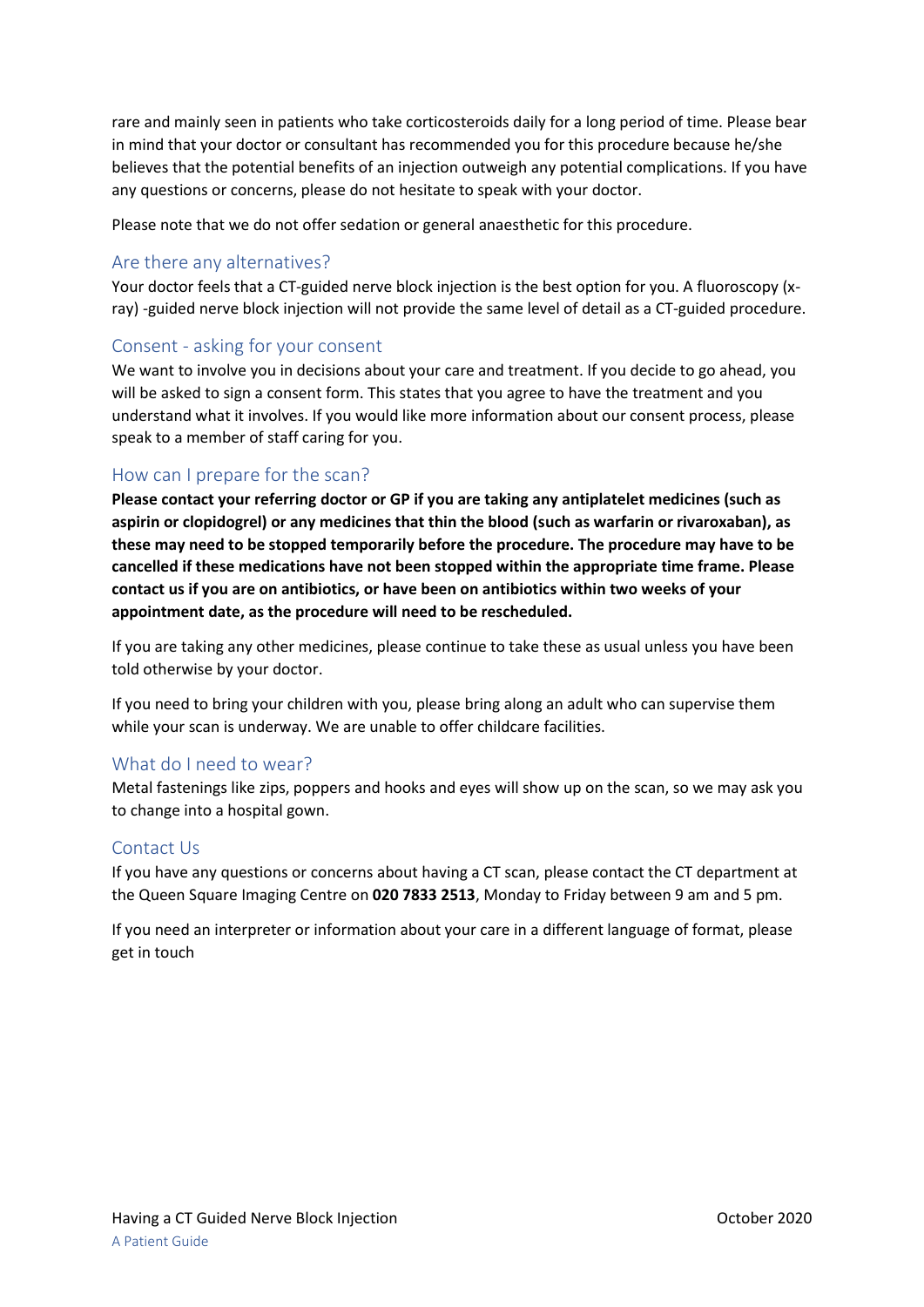rare and mainly seen in patients who take corticosteroids daily for a long period of time. Please bear in mind that your doctor or consultant has recommended you for this procedure because he/she believes that the potential benefits of an injection outweigh any potential complications. If you have any questions or concerns, please do not hesitate to speak with your doctor.

Please note that we do not offer sedation or general anaesthetic for this procedure.

## Are there any alternatives?

Your doctor feels that a CT-guided nerve block injection is the best option for you. A fluoroscopy (x-ray) -guided nerve block injection will not provide the same level of detail as a CT-guided procedure.

## Consent - asking for your consent

We want to involve you in decisions about your care and treatment. If you decide to go ahead, you will be asked to sign a consent form. This states that you agree to have the treatment and you understand what it involves. If you would like more information about our consent process, please speak to a member of staff caring for you.

## How can I prepare for the scan?

**Please contact your referring doctor or GP if you are taking any antiplatelet medicines (such as aspirin or clopidogrel) or any medicines that thin the blood (such as warfarin or rivaroxaban), as these may need to be stopped temporarily before the procedure. The procedure may have to be cancelled if these medications have not been stopped within the appropriate time frame. Please contact us if you are on antibiotics, or have been on antibiotics within two weeks of your appointment date, as the procedure will need to be rescheduled.**

If you are taking any other medicines, please continue to take these as usual unless you have been told otherwise by your doctor.

If you need to bring your children with you, please bring along an adult who can supervise them while your scan is underway. We are unable to offer childcare facilities.

## What do I need to wear?

Metal fastenings like zips, poppers and hooks and eyes will show up on the scan, so we may ask you to change into a hospital gown.

## Contact Us

If you have any questions or concerns about having a CT scan, please contact the CT department at the Queen Square Imaging Centre on **020 7833 2513**, Monday to Friday between 9 am and 5 pm.

If you need an interpreter or information about your care in a different language of format, please get in touch